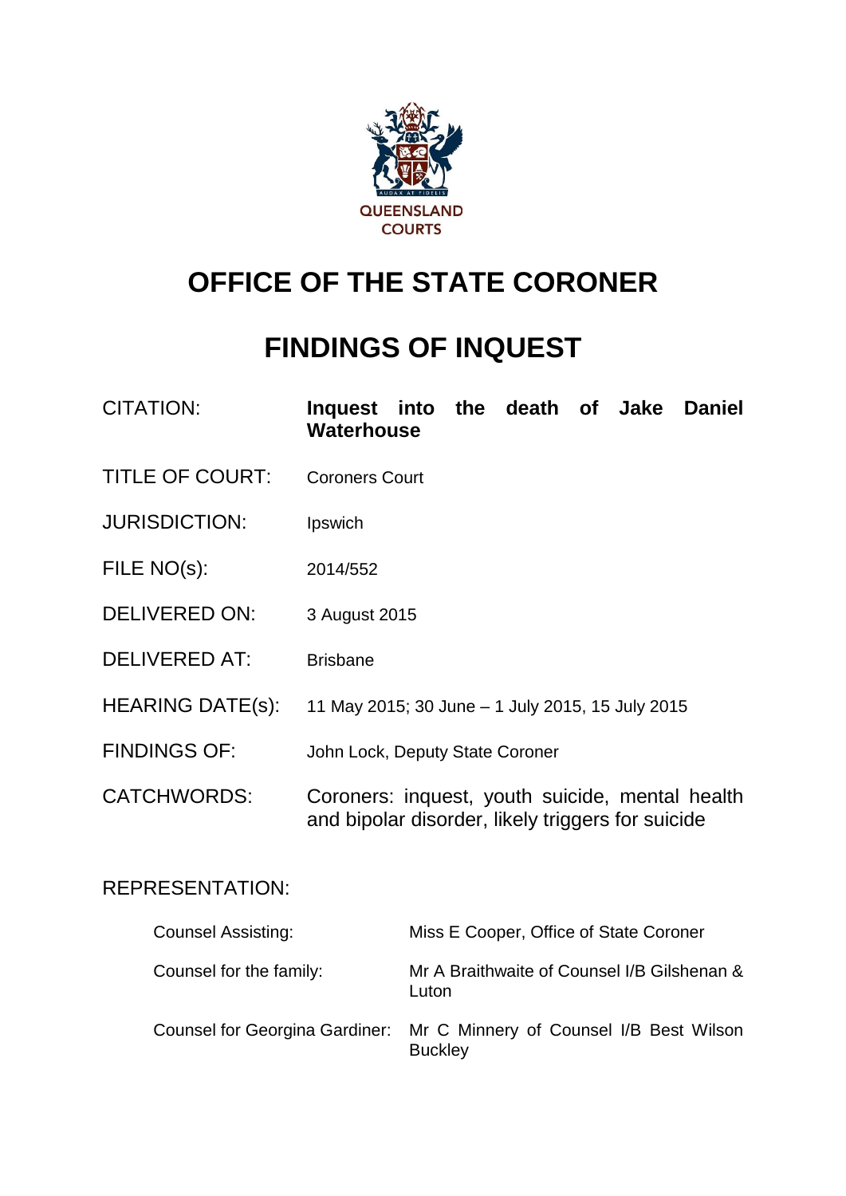QUEENSLAND COURTS

# OFFICE OF THE STATE CORONER

# FINDINGS OF INQUEST

| | |
|---|---|
| CITATION: | **Inquest into the death of Jake Daniel Waterhouse** |
| TITLE OF COURT: | Coroners Court |
| JURISDICTION: | Ipswich |
| FILE NO(s): | 2014/552 |
| DELIVERED ON: | 3 August 2015 |
| DELIVERED AT: | Brisbane |
| HEARING DATE(s): | 11 May 2015; 30 June – 1 July 2015, 15 July 2015 |
| FINDINGS OF: | John Lock, Deputy State Coroner |
| CATCHWORDS: | Coroners: inquest, youth suicide, mental health and bipolar disorder, likely triggers for suicide |

REPRESENTATION:

| | |
|---|---|
| Counsel Assisting: | Miss E Cooper, Office of State Coroner |
| Counsel for the family: | Mr A Braithwaite of Counsel I/B Gilshenan & Luton |
| Counsel for Georgina Gardiner: | Mr C Minnery of Counsel I/B Best Wilson Buckley |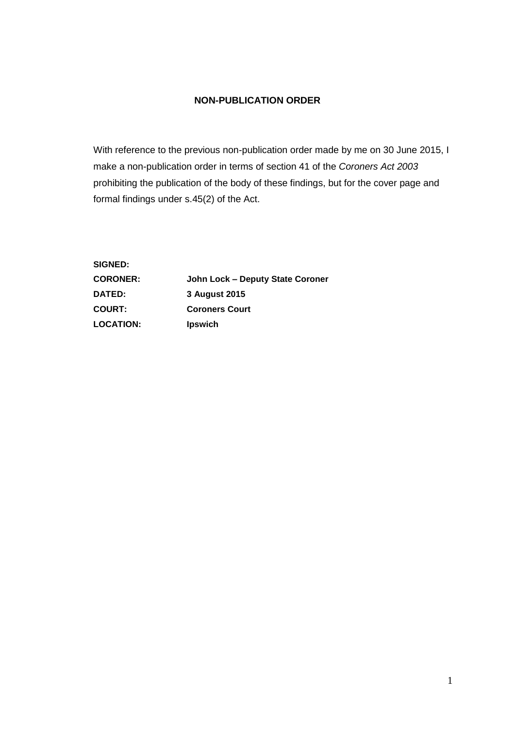**NON-PUBLICATION ORDER**

With reference to the previous non-publication order made by me on 30 June 2015, I make a non-publication order in terms of section 41 of the *Coroners Act 2003* prohibiting the publication of the body of these findings, but for the cover page and formal findings under s.45(2) of the Act.

**SIGNED:**

| | |
|---|---|
| **CORONER:** | **John Lock – Deputy State Coroner** |
| **DATED:** | **3 August 2015** |
| **COURT:** | **Coroners Court** |
| **LOCATION:** | **Ipswich** |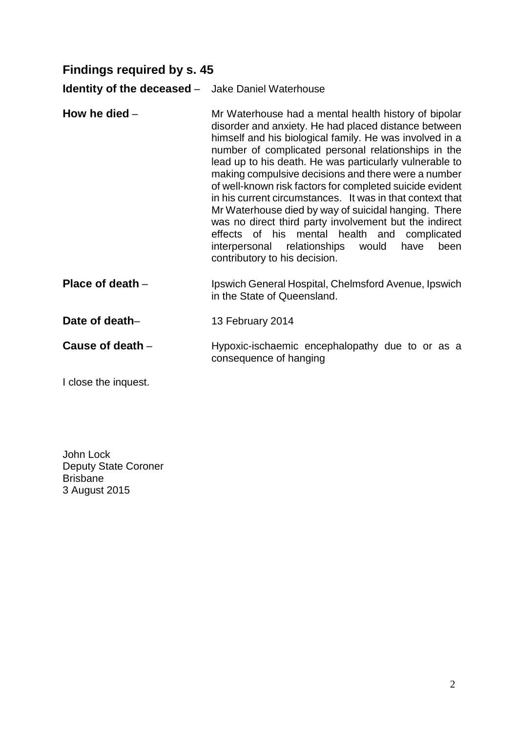## Findings required by s. 45

**Identity of the deceased** – Jake Daniel Waterhouse

**How he died** – Mr Waterhouse had a mental health history of bipolar disorder and anxiety. He had placed distance between himself and his biological family. He was involved in a number of complicated personal relationships in the lead up to his death. He was particularly vulnerable to making compulsive decisions and there were a number of well-known risk factors for completed suicide evident in his current circumstances. It was in that context that Mr Waterhouse died by way of suicidal hanging. There was no direct third party involvement but the indirect effects of his mental health and complicated interpersonal relationships would have been contributory to his decision.

**Place of death** – Ipswich General Hospital, Chelmsford Avenue, Ipswich in the State of Queensland.

**Date of death**– 13 February 2014

**Cause of death** – Hypoxic-ischaemic encephalopathy due to or as a consequence of hanging

I close the inquest.

John Lock
Deputy State Coroner
Brisbane
3 August 2015